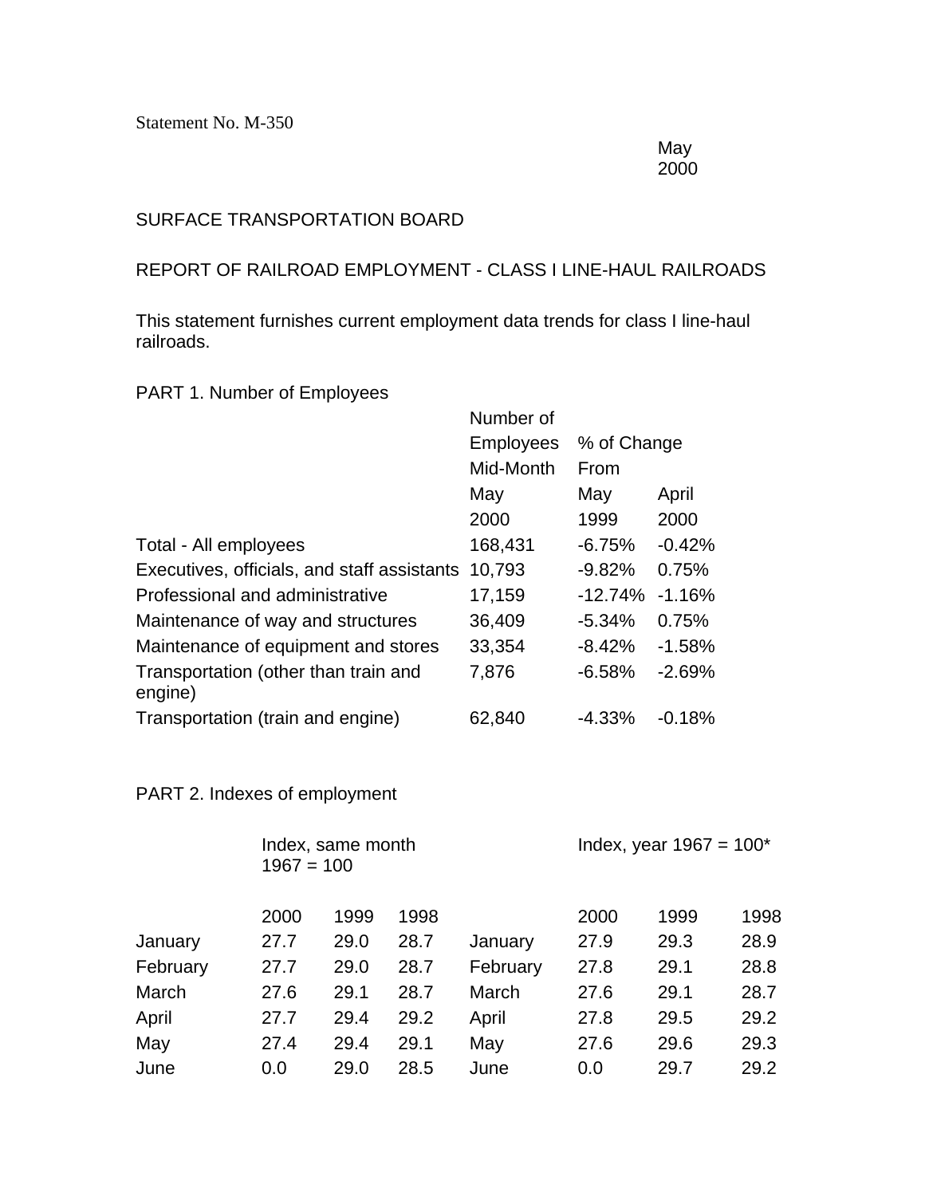Statement No. M-350

May 2000

SURFACE TRANSPORTATION BOARD

REPORT OF RAILROAD EMPLOYMENT - CLASS I LINE-HAUL RAILROADS

This statement furnishes current employment data trends for class I line-haul railroads.

PART 1. Number of Employees

| | Number of Employees Mid-Month | % of Change From | |
|---|---|---|---|
| | May 2000 | May 1999 | April 2000 |
| Total - All employees | 168,431 | -6.75% | -0.42% |
| Executives, officials, and staff assistants | 10,793 | -9.82% | 0.75% |
| Professional and administrative | 17,159 | -12.74% | -1.16% |
| Maintenance of way and structures | 36,409 | -5.34% | 0.75% |
| Maintenance of equipment and stores | 33,354 | -8.42% | -1.58% |
| Transportation (other than train and engine) | 7,876 | -6.58% | -2.69% |
| Transportation (train and engine) | 62,840 | -4.33% | -0.18% |

PART 2. Indexes of employment

| | Index, same month 1967 = 100 | | | | Index, year 1967 = 100* | | |
|---|---|---|---|---|---|---|---|
| | 2000 | 1999 | 1998 | | 2000 | 1999 | 1998 |
| January | 27.7 | 29.0 | 28.7 | January | 27.9 | 29.3 | 28.9 |
| February | 27.7 | 29.0 | 28.7 | February | 27.8 | 29.1 | 28.8 |
| March | 27.6 | 29.1 | 28.7 | March | 27.6 | 29.1 | 28.7 |
| April | 27.7 | 29.4 | 29.2 | April | 27.8 | 29.5 | 29.2 |
| May | 27.4 | 29.4 | 29.1 | May | 27.6 | 29.6 | 29.3 |
| June | 0.0 | 29.0 | 28.5 | June | 0.0 | 29.7 | 29.2 |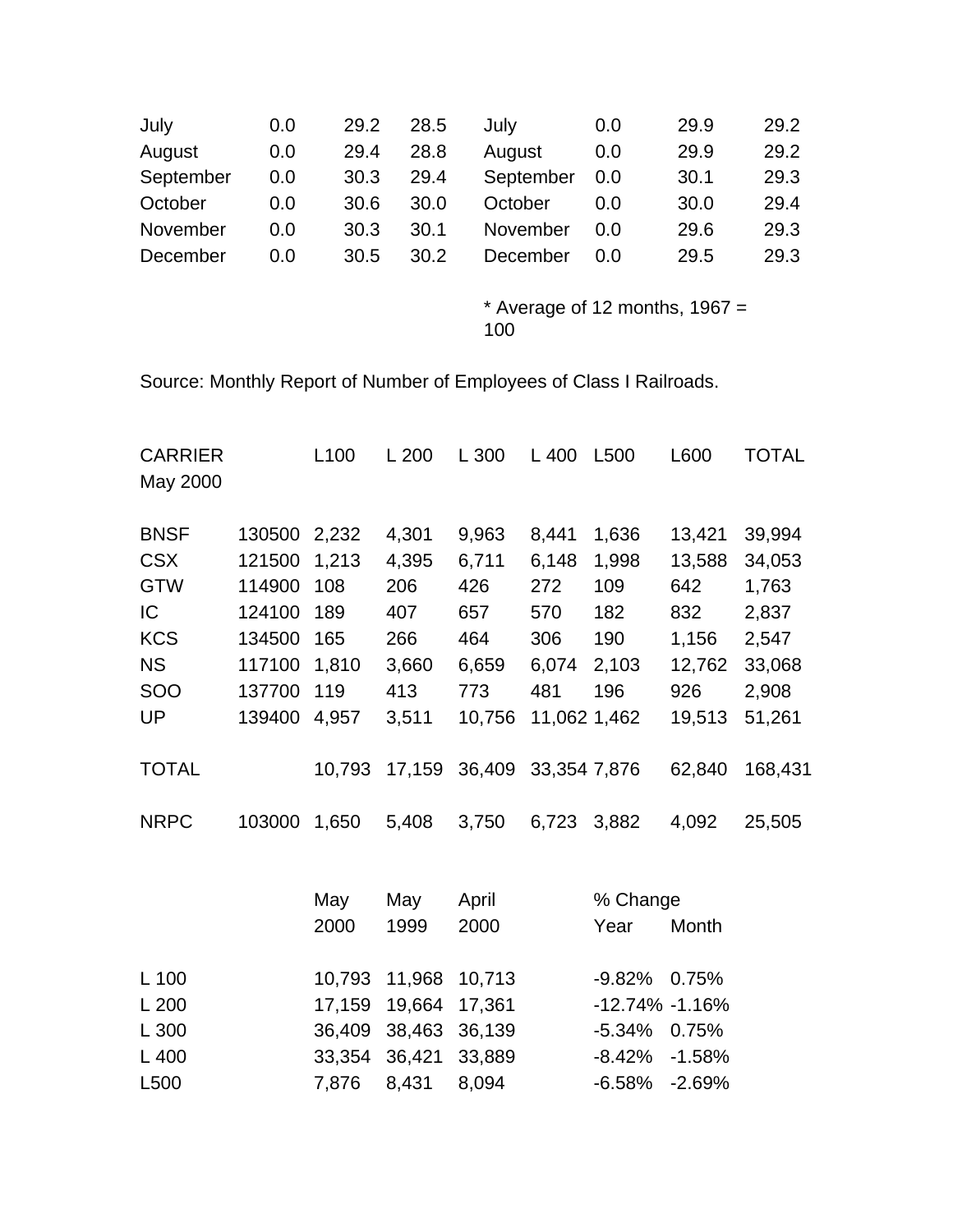| | | | | | | | |
|---|---|---|---|---|---|---|---|
| July | 0.0 | 29.2 | 28.5 | July | 0.0 | 29.9 | 29.2 |
| August | 0.0 | 29.4 | 28.8 | August | 0.0 | 29.9 | 29.2 |
| September | 0.0 | 30.3 | 29.4 | September | 0.0 | 30.1 | 29.3 |
| October | 0.0 | 30.6 | 30.0 | October | 0.0 | 30.0 | 29.4 |
| November | 0.0 | 30.3 | 30.1 | November | 0.0 | 29.6 | 29.3 |
| December | 0.0 | 30.5 | 30.2 | December | 0.0 | 29.5 | 29.3 |

* Average of 12 months, 1967 = 100

Source: Monthly Report of Number of Employees of Class I Railroads.

| CARRIER May 2000 | | L100 | L 200 | L 300 | L 400 | L500 | L600 | TOTAL |
|---|---|---|---|---|---|---|---|---|
| BNSF | 130500 | 2,232 | 4,301 | 9,963 | 8,441 | 1,636 | 13,421 | 39,994 |
| CSX | 121500 | 1,213 | 4,395 | 6,711 | 6,148 | 1,998 | 13,588 | 34,053 |
| GTW | 114900 | 108 | 206 | 426 | 272 | 109 | 642 | 1,763 |
| IC | 124100 | 189 | 407 | 657 | 570 | 182 | 832 | 2,837 |
| KCS | 134500 | 165 | 266 | 464 | 306 | 190 | 1,156 | 2,547 |
| NS | 117100 | 1,810 | 3,660 | 6,659 | 6,074 | 2,103 | 12,762 | 33,068 |
| SOO | 137700 | 119 | 413 | 773 | 481 | 196 | 926 | 2,908 |
| UP | 139400 | 4,957 | 3,511 | 10,756 | 11,062 | 1,462 | 19,513 | 51,261 |
| TOTAL | | 10,793 | 17,159 | 36,409 | 33,354 | 7,876 | 62,840 | 168,431 |
| NRPC | 103000 | 1,650 | 5,408 | 3,750 | 6,723 | 3,882 | 4,092 | 25,505 |

| | May 2000 | May 1999 | April 2000 | % Change Year | % Change Month |
|---|---|---|---|---|---|
| L 100 | 10,793 | 11,968 | 10,713 | -9.82% | 0.75% |
| L 200 | 17,159 | 19,664 | 17,361 | -12.74% | -1.16% |
| L 300 | 36,409 | 38,463 | 36,139 | -5.34% | 0.75% |
| L 400 | 33,354 | 36,421 | 33,889 | -8.42% | -1.58% |
| L500 | 7,876 | 8,431 | 8,094 | -6.58% | -2.69% |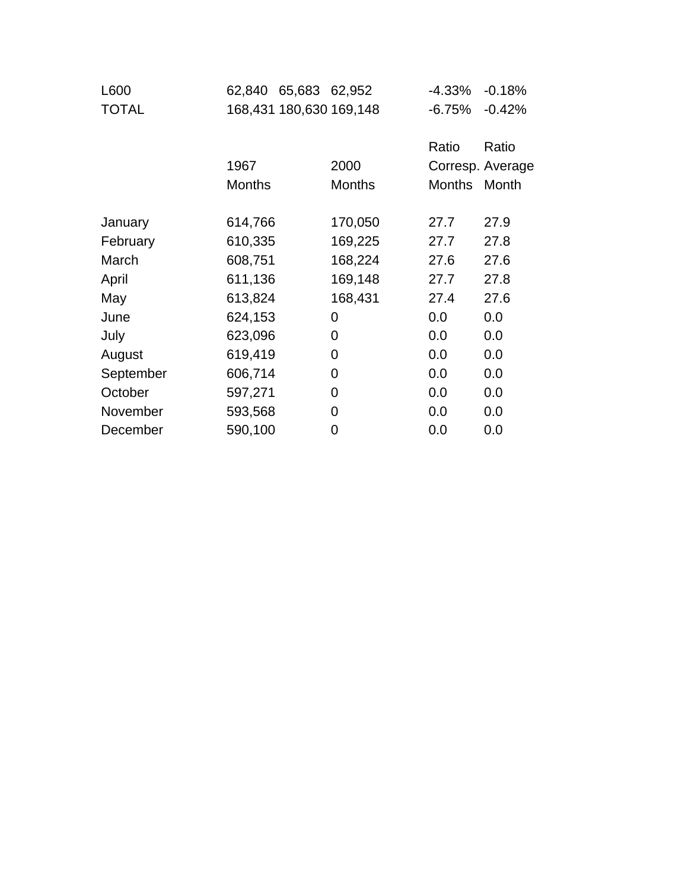| | | | | | |
|---|---|---|---|---|---|
| L600 | 62,840 | 65,683 | 62,952 | -4.33% | -0.18% |
| TOTAL | 168,431 | 180,630 | 169,148 | -6.75% | -0.42% |

| | 1967 Months | 2000 Months | Ratio Corresp. Months | Ratio Average Month |
|---|---|---|---|---|
| January | 614,766 | 170,050 | 27.7 | 27.9 |
| February | 610,335 | 169,225 | 27.7 | 27.8 |
| March | 608,751 | 168,224 | 27.6 | 27.6 |
| April | 611,136 | 169,148 | 27.7 | 27.8 |
| May | 613,824 | 168,431 | 27.4 | 27.6 |
| June | 624,153 | 0 | 0.0 | 0.0 |
| July | 623,096 | 0 | 0.0 | 0.0 |
| August | 619,419 | 0 | 0.0 | 0.0 |
| September | 606,714 | 0 | 0.0 | 0.0 |
| October | 597,271 | 0 | 0.0 | 0.0 |
| November | 593,568 | 0 | 0.0 | 0.0 |
| December | 590,100 | 0 | 0.0 | 0.0 |